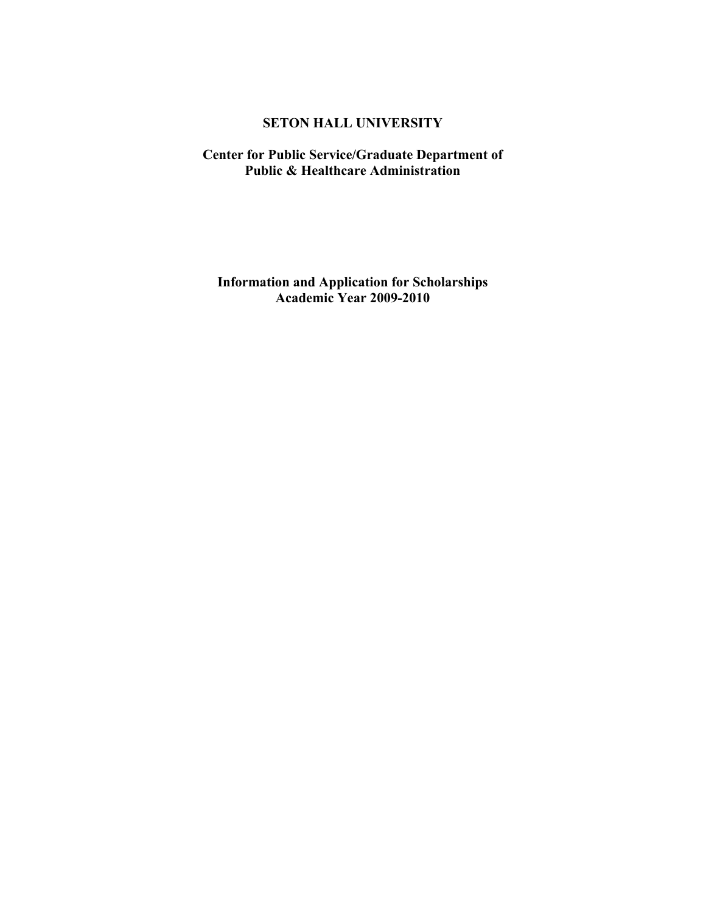# SETON HALL UNIVERSITY

## Center for Public Service/Graduate Department of Public & Healthcare Administration

## Information and Application for Scholarships
## Academic Year 2009-2010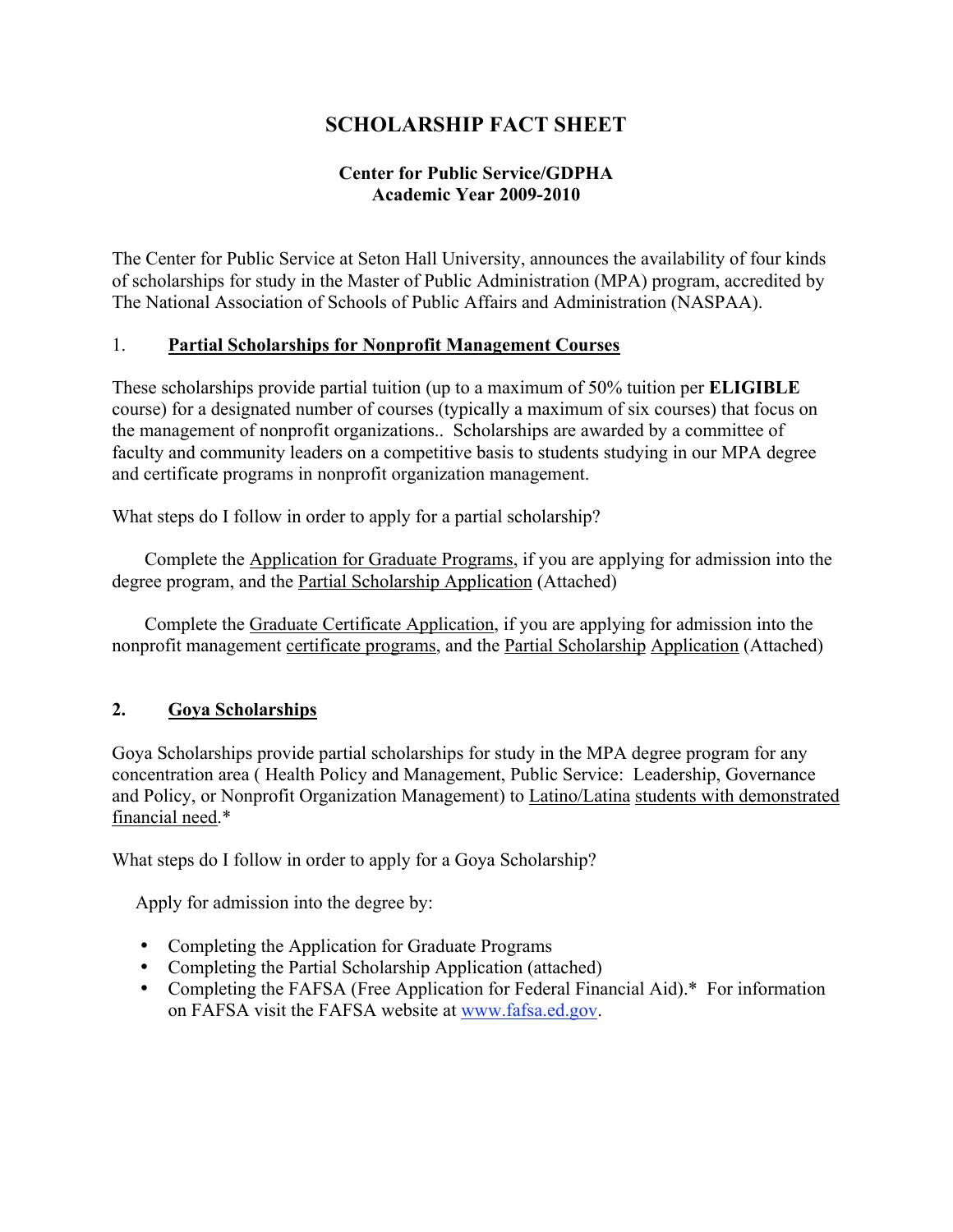# SCHOLARSHIP FACT SHEET

**Center for Public Service/GDPHA**
**Academic Year 2009-2010**

The Center for Public Service at Seton Hall University, announces the availability of four kinds of scholarships for study in the Master of Public Administration (MPA) program, accredited by The National Association of Schools of Public Affairs and Administration (NASPAA).

## 1. Partial Scholarships for Nonprofit Management Courses

These scholarships provide partial tuition (up to a maximum of 50% tuition per **ELIGIBLE** course) for a designated number of courses (typically a maximum of six courses) that focus on the management of nonprofit organizations.. Scholarships are awarded by a committee of faculty and community leaders on a competitive basis to students studying in our MPA degree and certificate programs in nonprofit organization management.

What steps do I follow in order to apply for a partial scholarship?

Complete the Application for Graduate Programs, if you are applying for admission into the degree program, and the Partial Scholarship Application (Attached)

Complete the Graduate Certificate Application, if you are applying for admission into the nonprofit management certificate programs, and the Partial Scholarship Application (Attached)

## 2. Goya Scholarships

Goya Scholarships provide partial scholarships for study in the MPA degree program for any concentration area ( Health Policy and Management, Public Service: Leadership, Governance and Policy, or Nonprofit Organization Management) to Latino/Latina students with demonstrated financial need.*

What steps do I follow in order to apply for a Goya Scholarship?

Apply for admission into the degree by:

- Completing the Application for Graduate Programs
- Completing the Partial Scholarship Application (attached)
- Completing the FAFSA (Free Application for Federal Financial Aid).* For information on FAFSA visit the FAFSA website at www.fafsa.ed.gov.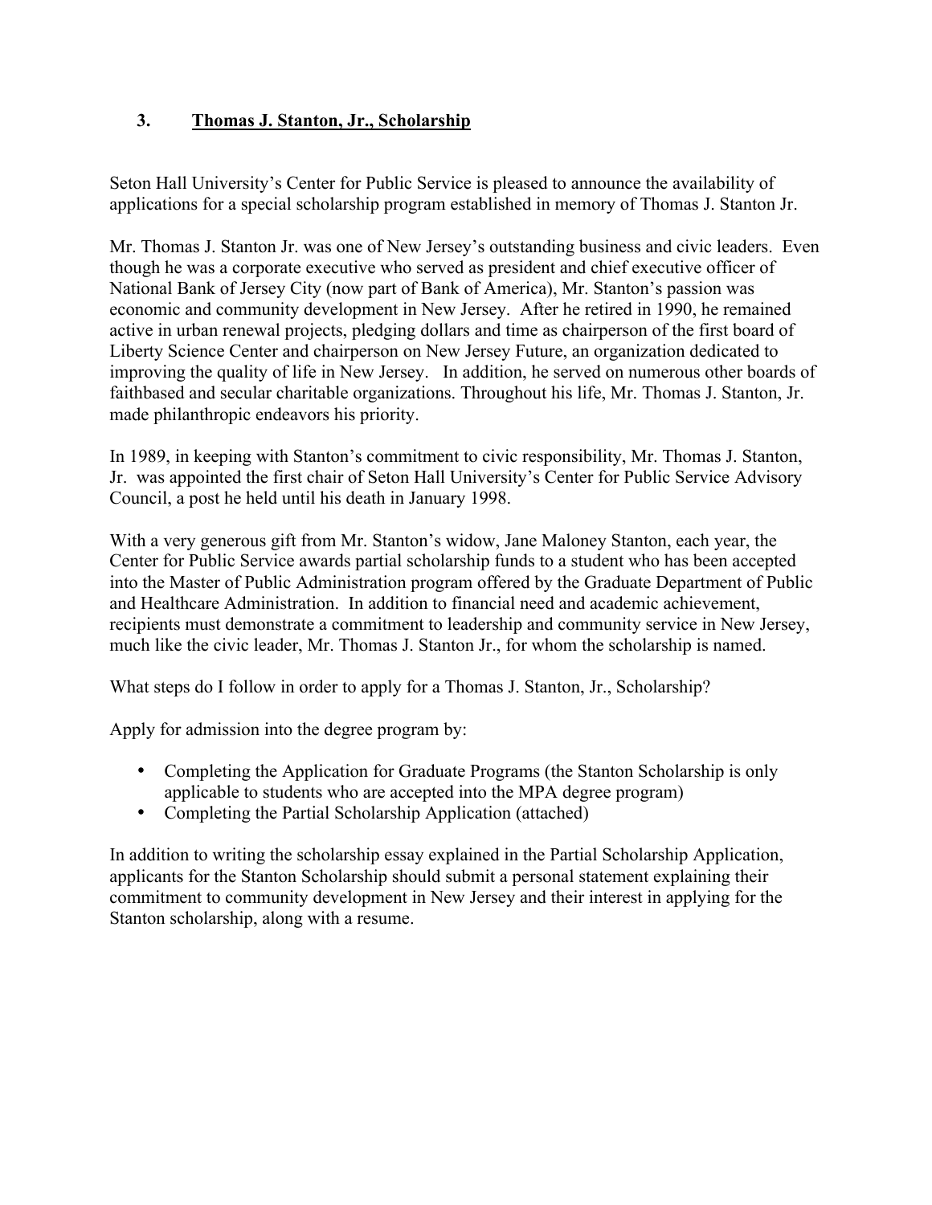### 3. Thomas J. Stanton, Jr., Scholarship

Seton Hall University's Center for Public Service is pleased to announce the availability of applications for a special scholarship program established in memory of Thomas J. Stanton Jr.

Mr. Thomas J. Stanton Jr. was one of New Jersey's outstanding business and civic leaders. Even though he was a corporate executive who served as president and chief executive officer of National Bank of Jersey City (now part of Bank of America), Mr. Stanton's passion was economic and community development in New Jersey. After he retired in 1990, he remained active in urban renewal projects, pledging dollars and time as chairperson of the first board of Liberty Science Center and chairperson on New Jersey Future, an organization dedicated to improving the quality of life in New Jersey. In addition, he served on numerous other boards of faithbased and secular charitable organizations. Throughout his life, Mr. Thomas J. Stanton, Jr. made philanthropic endeavors his priority.

In 1989, in keeping with Stanton's commitment to civic responsibility, Mr. Thomas J. Stanton, Jr. was appointed the first chair of Seton Hall University's Center for Public Service Advisory Council, a post he held until his death in January 1998.

With a very generous gift from Mr. Stanton's widow, Jane Maloney Stanton, each year, the Center for Public Service awards partial scholarship funds to a student who has been accepted into the Master of Public Administration program offered by the Graduate Department of Public and Healthcare Administration. In addition to financial need and academic achievement, recipients must demonstrate a commitment to leadership and community service in New Jersey, much like the civic leader, Mr. Thomas J. Stanton Jr., for whom the scholarship is named.

What steps do I follow in order to apply for a Thomas J. Stanton, Jr., Scholarship?

Apply for admission into the degree program by:

- Completing the Application for Graduate Programs (the Stanton Scholarship is only applicable to students who are accepted into the MPA degree program)
- Completing the Partial Scholarship Application (attached)

In addition to writing the scholarship essay explained in the Partial Scholarship Application, applicants for the Stanton Scholarship should submit a personal statement explaining their commitment to community development in New Jersey and their interest in applying for the Stanton scholarship, along with a resume.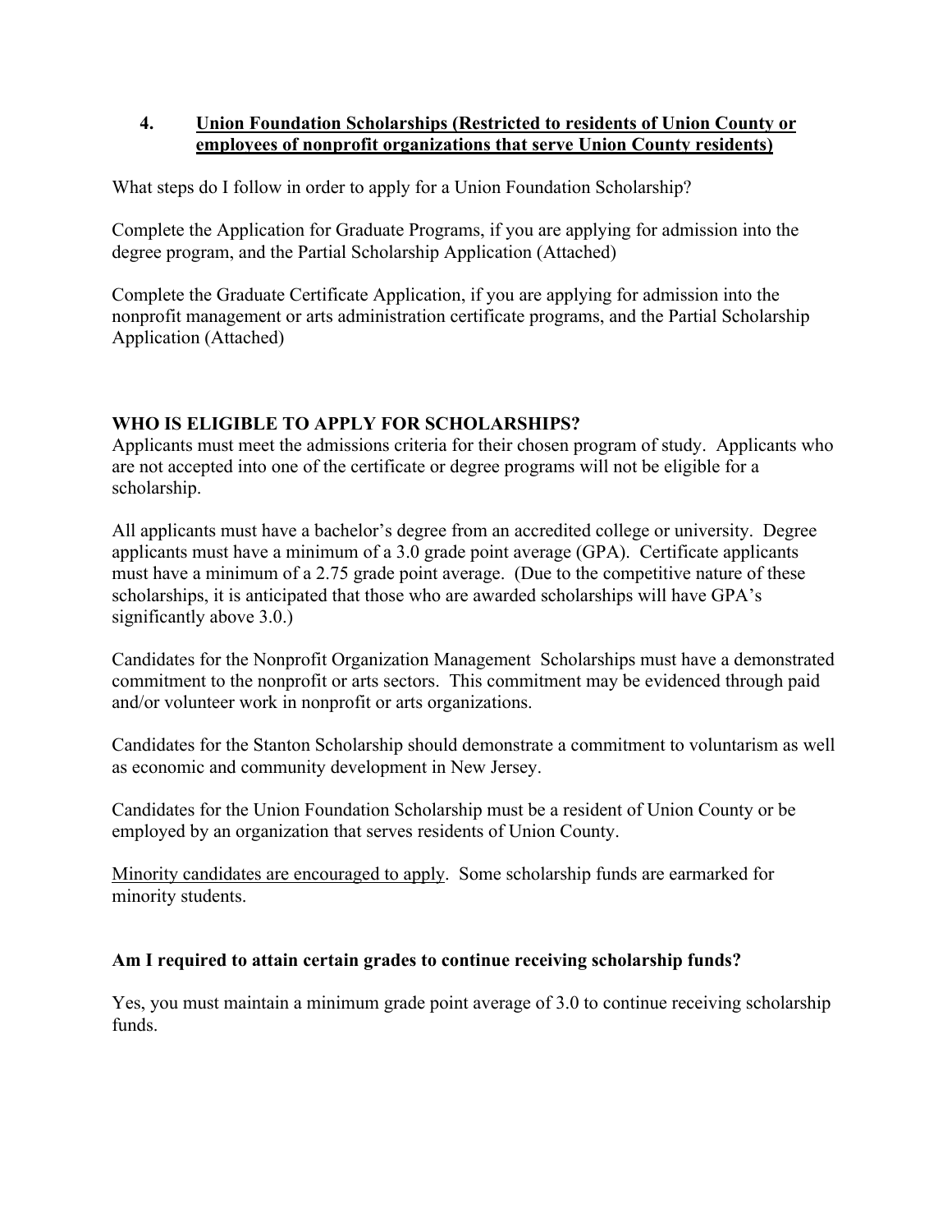## 4. <u>Union Foundation Scholarships (Restricted to residents of Union County or employees of nonprofit organizations that serve Union County residents)</u>

What steps do I follow in order to apply for a Union Foundation Scholarship?

Complete the Application for Graduate Programs, if you are applying for admission into the degree program, and the Partial Scholarship Application (Attached)

Complete the Graduate Certificate Application, if you are applying for admission into the nonprofit management or arts administration certificate programs, and the Partial Scholarship Application (Attached)

### WHO IS ELIGIBLE TO APPLY FOR SCHOLARSHIPS?

Applicants must meet the admissions criteria for their chosen program of study. Applicants who are not accepted into one of the certificate or degree programs will not be eligible for a scholarship.

All applicants must have a bachelor's degree from an accredited college or university. Degree applicants must have a minimum of a 3.0 grade point average (GPA). Certificate applicants must have a minimum of a 2.75 grade point average. (Due to the competitive nature of these scholarships, it is anticipated that those who are awarded scholarships will have GPA's significantly above 3.0.)

Candidates for the Nonprofit Organization Management Scholarships must have a demonstrated commitment to the nonprofit or arts sectors. This commitment may be evidenced through paid and/or volunteer work in nonprofit or arts organizations.

Candidates for the Stanton Scholarship should demonstrate a commitment to voluntarism as well as economic and community development in New Jersey.

Candidates for the Union Foundation Scholarship must be a resident of Union County or be employed by an organization that serves residents of Union County.

<u>Minority candidates are encouraged to apply</u>. Some scholarship funds are earmarked for minority students.

### Am I required to attain certain grades to continue receiving scholarship funds?

Yes, you must maintain a minimum grade point average of 3.0 to continue receiving scholarship funds.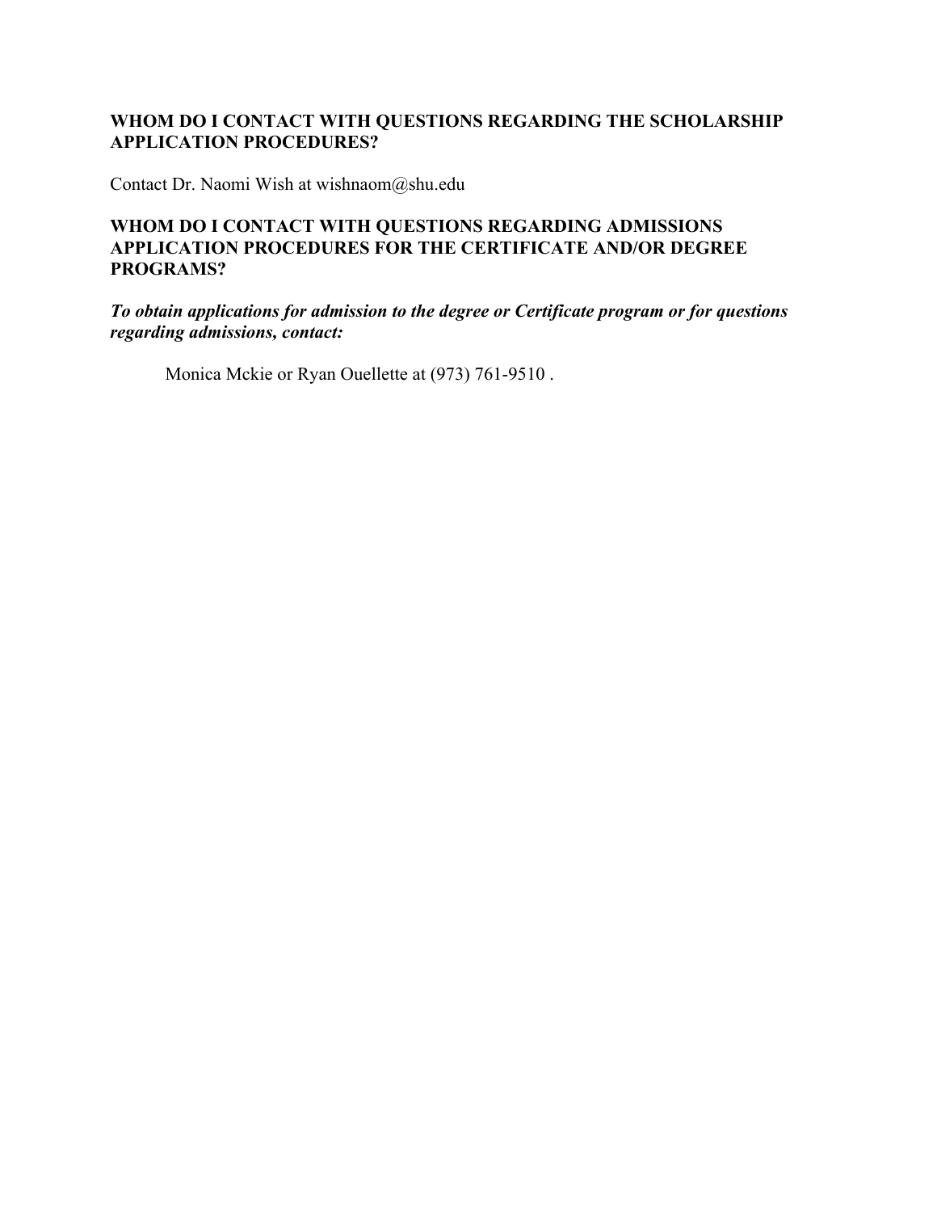**WHOM DO I CONTACT WITH QUESTIONS REGARDING THE SCHOLARSHIP APPLICATION PROCEDURES?**

Contact Dr. Naomi Wish at wishnaom@shu.edu

**WHOM DO I CONTACT WITH QUESTIONS REGARDING ADMISSIONS APPLICATION PROCEDURES FOR THE CERTIFICATE AND/OR DEGREE PROGRAMS?**

***To obtain applications for admission to the degree or Certificate program or for questions regarding admissions, contact:***

Monica Mckie or Ryan Ouellette at (973) 761-9510 .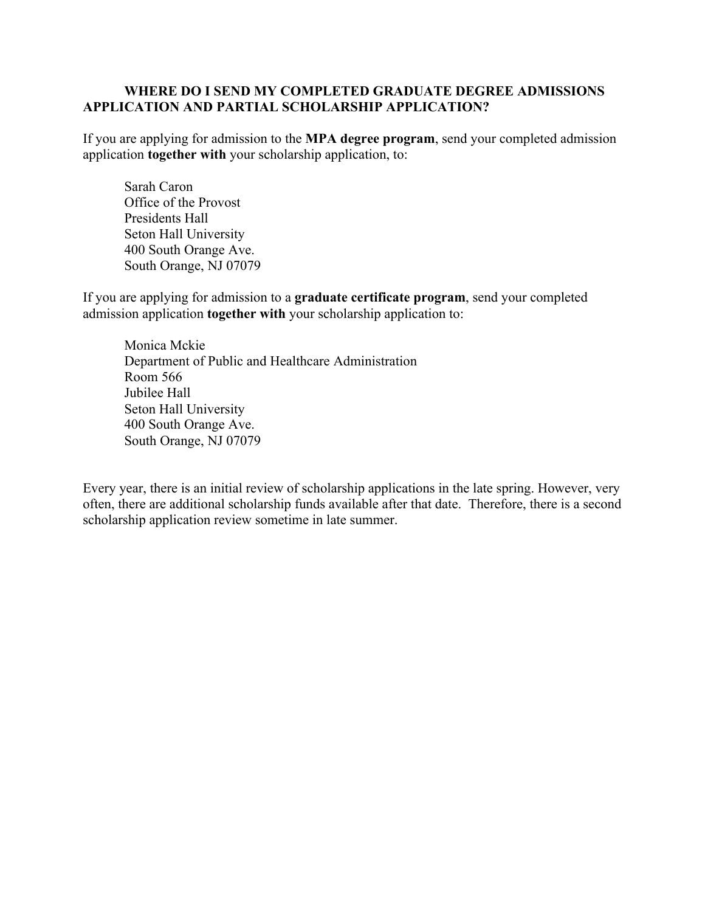## WHERE DO I SEND MY COMPLETED GRADUATE DEGREE ADMISSIONS APPLICATION AND PARTIAL SCHOLARSHIP APPLICATION?

If you are applying for admission to the **MPA degree program**, send your completed admission application **together with** your scholarship application, to:

Sarah Caron
Office of the Provost
Presidents Hall
Seton Hall University
400 South Orange Ave.
South Orange, NJ 07079

If you are applying for admission to a **graduate certificate program**, send your completed admission application **together with** your scholarship application to:

Monica Mckie
Department of Public and Healthcare Administration
Room 566
Jubilee Hall
Seton Hall University
400 South Orange Ave.
South Orange, NJ 07079

Every year, there is an initial review of scholarship applications in the late spring. However, very often, there are additional scholarship funds available after that date. Therefore, there is a second scholarship application review sometime in late summer.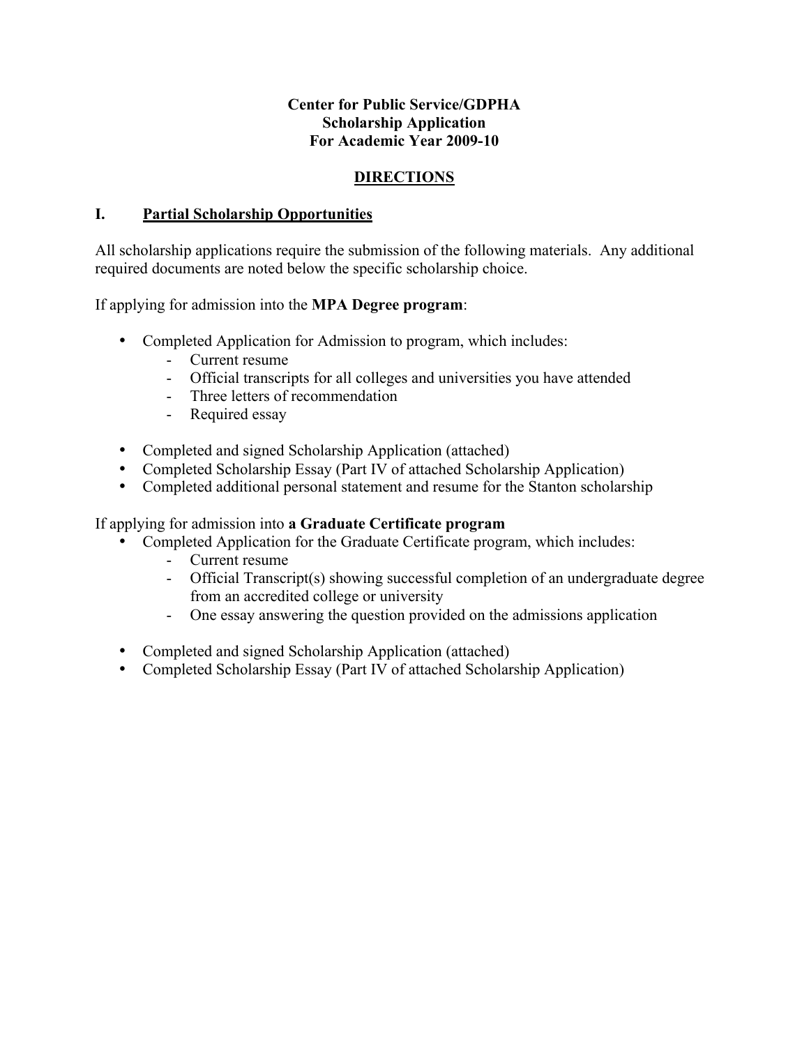**Center for Public Service/GDPHA**
**Scholarship Application**
**For Academic Year 2009-10**

## DIRECTIONS

## I. Partial Scholarship Opportunities

All scholarship applications require the submission of the following materials. Any additional required documents are noted below the specific scholarship choice.

If applying for admission into the **MPA Degree program**:

- Completed Application for Admission to program, which includes:
  - Current resume
  - Official transcripts for all colleges and universities you have attended
  - Three letters of recommendation
  - Required essay

- Completed and signed Scholarship Application (attached)
- Completed Scholarship Essay (Part IV of attached Scholarship Application)
- Completed additional personal statement and resume for the Stanton scholarship

If applying for admission into **a Graduate Certificate program**

- Completed Application for the Graduate Certificate program, which includes:
  - Current resume
  - Official Transcript(s) showing successful completion of an undergraduate degree from an accredited college or university
  - One essay answering the question provided on the admissions application

- Completed and signed Scholarship Application (attached)
- Completed Scholarship Essay (Part IV of attached Scholarship Application)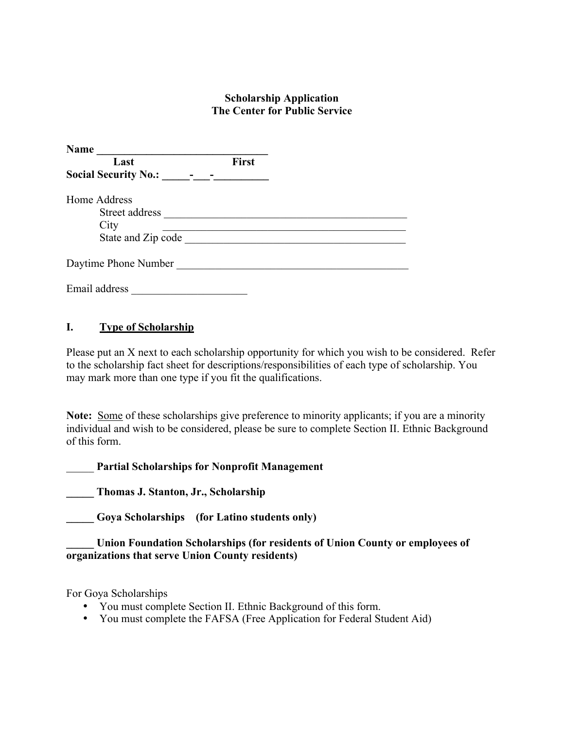**Scholarship Application**
**The Center for Public Service**

**Name ______________________________**
**Last First**
**Social Security No.: _____-___-__________**

Home Address
Street address _____________________________________________
City _____________________________________________
State and Zip code _________________________________________

Daytime Phone Number ________________________________________

Email address ____________________

## I. Type of Scholarship

Please put an X next to each scholarship opportunity for which you wish to be considered. Refer to the scholarship fact sheet for descriptions/responsibilities of each type of scholarship. You may mark more than one type if you fit the qualifications.

**Note:** <u>Some</u> of these scholarships give preference to minority applicants; if you are a minority individual and wish to be considered, please be sure to complete Section II. Ethnic Background of this form.

_____ **Partial Scholarships for Nonprofit Management**

_____ **Thomas J. Stanton, Jr., Scholarship**

_____ **Goya Scholarships (for Latino students only)**

_____ **Union Foundation Scholarships (for residents of Union County or employees of organizations that serve Union County residents)**

For Goya Scholarships
- You must complete Section II. Ethnic Background of this form.
- You must complete the FAFSA (Free Application for Federal Student Aid)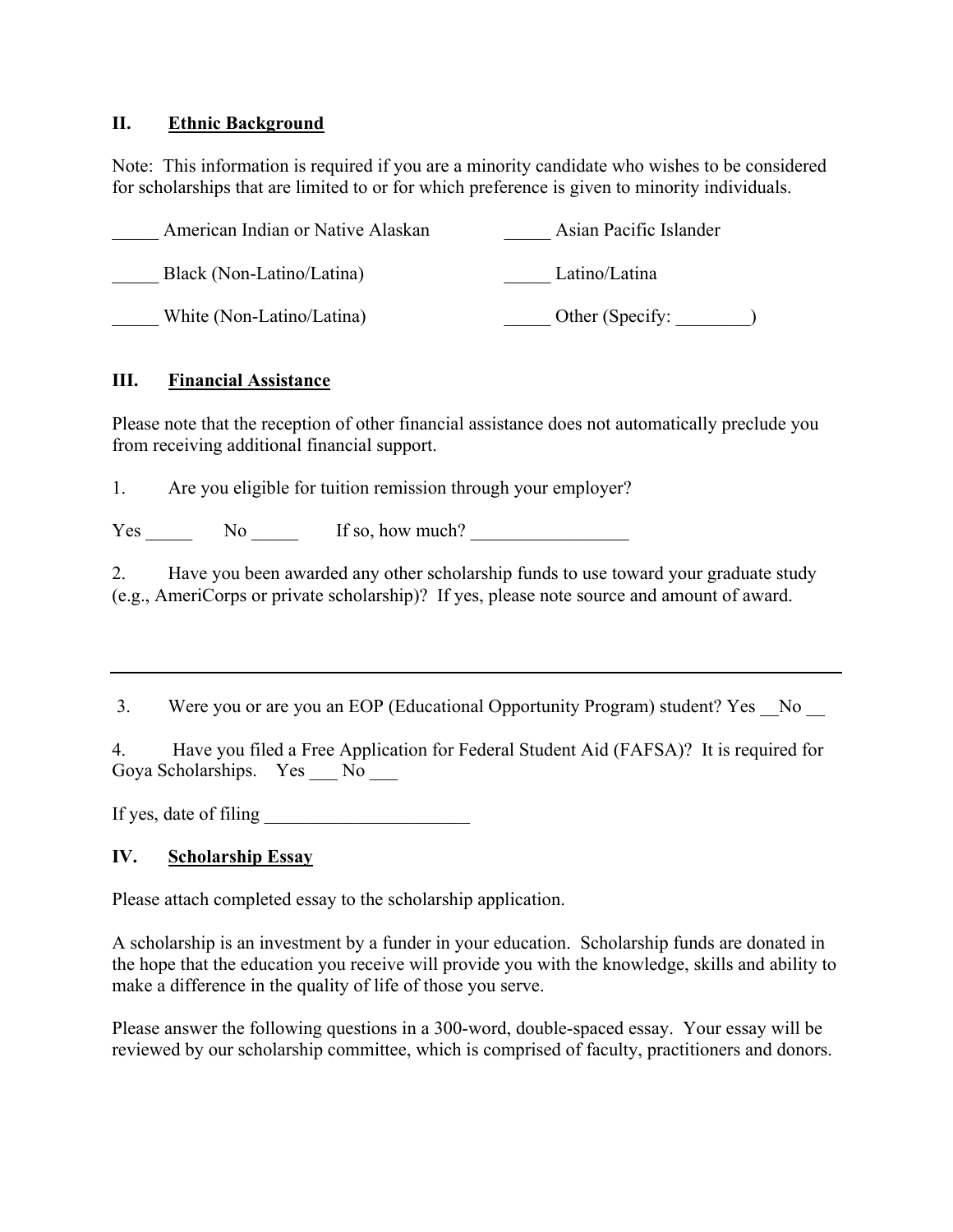## II. Ethnic Background

Note: This information is required if you are a minority candidate who wishes to be considered for scholarships that are limited to or for which preference is given to minority individuals.

_____ American Indian or Native Alaskan

_____ Asian Pacific Islander

_____ Black (Non-Latino/Latina)

_____ Latino/Latina

_____ White (Non-Latino/Latina)

_____ Other (Specify: ________)

## III. Financial Assistance

Please note that the reception of other financial assistance does not automatically preclude you from receiving additional financial support.

1. Are you eligible for tuition remission through your employer?

Yes _____ No _____ If so, how much? _________________

2. Have you been awarded any other scholarship funds to use toward your graduate study (e.g., AmeriCorps or private scholarship)? If yes, please note source and amount of award.

---

3. Were you or are you an EOP (Educational Opportunity Program) student? Yes __No __

4. Have you filed a Free Application for Federal Student Aid (FAFSA)? It is required for Goya Scholarships. Yes ___ No ___

If yes, date of filing ______________________

## IV. Scholarship Essay

Please attach completed essay to the scholarship application.

A scholarship is an investment by a funder in your education. Scholarship funds are donated in the hope that the education you receive will provide you with the knowledge, skills and ability to make a difference in the quality of life of those you serve.

Please answer the following questions in a 300-word, double-spaced essay. Your essay will be reviewed by our scholarship committee, which is comprised of faculty, practitioners and donors.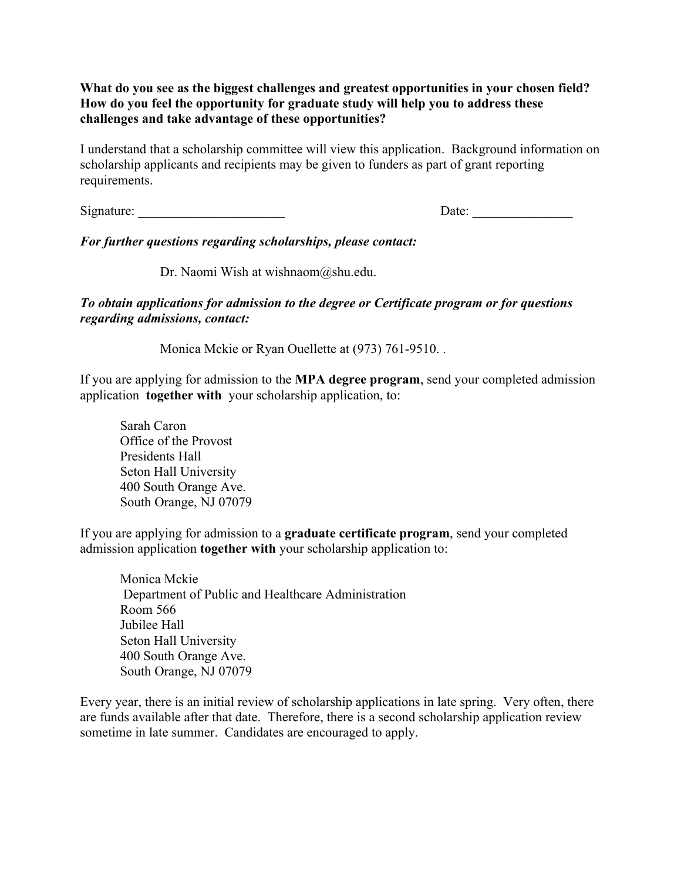**What do you see as the biggest challenges and greatest opportunities in your chosen field? How do you feel the opportunity for graduate study will help you to address these challenges and take advantage of these opportunities?**

I understand that a scholarship committee will view this application. Background information on scholarship applicants and recipients may be given to funders as part of grant reporting requirements.

Signature: ______________________ Date: _______________

***For further questions regarding scholarships, please contact:***

Dr. Naomi Wish at wishnaom@shu.edu.

***To obtain applications for admission to the degree or Certificate program or for questions regarding admissions, contact:***

Monica Mckie or Ryan Ouellette at (973) 761-9510. .

If you are applying for admission to the **MPA degree program**, send your completed admission application **together with** your scholarship application, to:

Sarah Caron  
Office of the Provost  
Presidents Hall  
Seton Hall University  
400 South Orange Ave.  
South Orange, NJ 07079

If you are applying for admission to a **graduate certificate program**, send your completed admission application **together with** your scholarship application to:

Monica Mckie  
Department of Public and Healthcare Administration  
Room 566  
Jubilee Hall  
Seton Hall University  
400 South Orange Ave.  
South Orange, NJ 07079

Every year, there is an initial review of scholarship applications in late spring. Very often, there are funds available after that date. Therefore, there is a second scholarship application review sometime in late summer. Candidates are encouraged to apply.